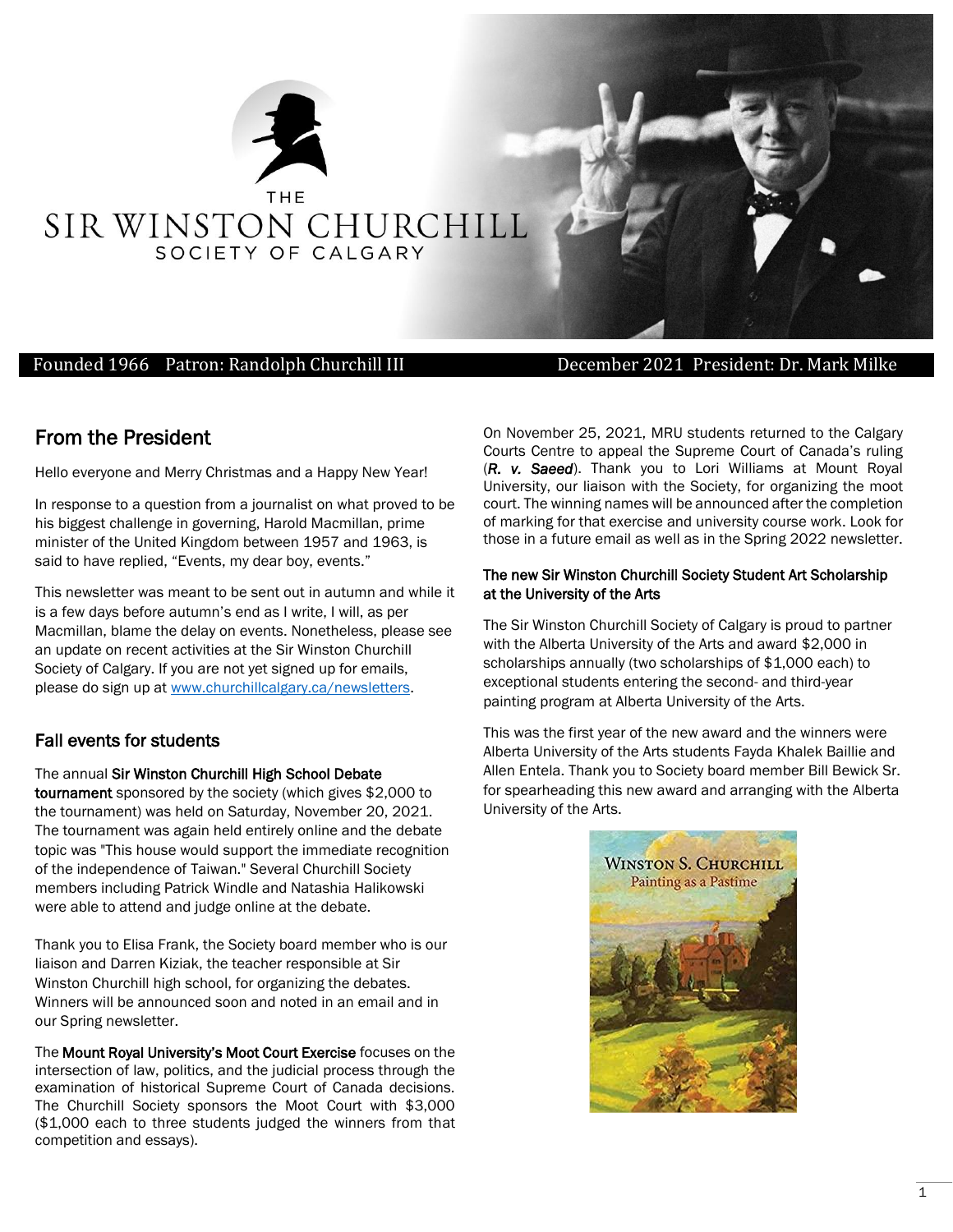THE

# SIR WINSTON CHURCHILL

SOCIETY OF CALGARY

Founded 1966 Patron: Randolph Churchill III December 2021 President: Dr. Mark Milke

## From the President

Hello everyone and Merry Christmas and a Happy New Year!

In response to a question from a journalist on what proved to be his biggest challenge in governing, Harold Macmillan, prime minister of the United Kingdom between 1957 and 1963, is said to have replied, "Events, my dear boy, events."

This newsletter was meant to be sent out in autumn and while it is a few days before autumn's end as I write, I will, as per Macmillan, blame the delay on events. Nonetheless, please see an update on recent activities at the Sir Winston Churchill Society of Calgary. If you are not yet signed up for emails, please do sign up at www.churchillcalgary.ca/newsletters.

## Fall events for students

The annual **Sir Winston Churchill High School Debate tournament** sponsored by the society (which gives $2,000 to the tournament) was held on Saturday, November 20, 2021. The tournament was again held entirely online and the debate topic was "This house would support the immediate recognition of the independence of Taiwan." Several Churchill Society members including Patrick Windle and Natashia Halikowski were able to attend and judge online at the debate.

Thank you to Elisa Frank, the Society board member who is our liaison and Darren Kiziak, the teacher responsible at Sir Winston Churchill high school, for organizing the debates. Winners will be announced soon and noted in an email and in our Spring newsletter.

The **Mount Royal University's Moot Court Exercise** focuses on the intersection of law, politics, and the judicial process through the examination of historical Supreme Court of Canada decisions. The Churchill Society sponsors the Moot Court with $3,000 ($1,000 each to three students judged the winners from that competition and essays).

On November 25, 2021, MRU students returned to the Calgary Courts Centre to appeal the Supreme Court of Canada's ruling (***R. v. Saeed***). Thank you to Lori Williams at Mount Royal University, our liaison with the Society, for organizing the moot court. The winning names will be announced after the completion of marking for that exercise and university course work. Look for those in a future email as well as in the Spring 2022 newsletter.

### The new Sir Winston Churchill Society Student Art Scholarship at the University of the Arts

The Sir Winston Churchill Society of Calgary is proud to partner with the Alberta University of the Arts and award $2,000 in scholarships annually (two scholarships of $1,000 each) to exceptional students entering the second- and third-year painting program at Alberta University of the Arts.

This was the first year of the new award and the winners were Alberta University of the Arts students Fayda Khalek Baillie and Allen Entela. Thank you to Society board member Bill Bewick Sr. for spearheading this new award and arranging with the Alberta University of the Arts.

WINSTON S. CHURCHILL
Painting as a Pastime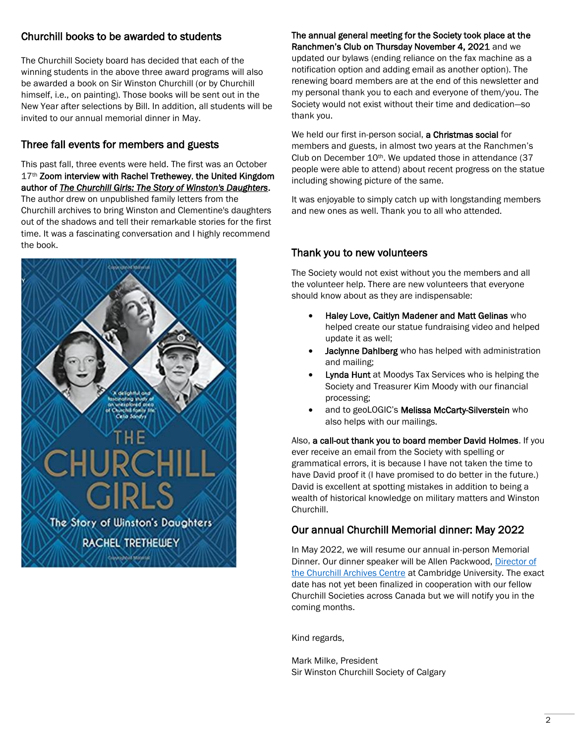## Churchill books to be awarded to students

The Churchill Society board has decided that each of the winning students in the above three award programs will also be awarded a book on Sir Winston Churchill (or by Churchill himself, i.e., on painting). Those books will be sent out in the New Year after selections by Bill. In addition, all students will be invited to our annual memorial dinner in May.

## Three fall events for members and guests

This past fall, three events were held. The first was an October 17th **Zoom interview with Rachel Trethewey**, **the United Kingdom author of *The Churchill Girls: The Story of Winston's Daughters***. The author drew on unpublished family letters from the Churchill archives to bring Winston and Clementine's daughters out of the shadows and tell their remarkable stories for the first time. It was a fascinating conversation and I highly recommend the book.

**The annual general meeting for the Society took place at the Ranchmen's Club on Thursday November 4, 2021** and we updated our bylaws (ending reliance on the fax machine as a notification option and adding email as another option). The renewing board members are at the end of this newsletter and my personal thank you to each and everyone of them/you. The Society would not exist without their time and dedication—so thank you.

We held our first in-person social, **a Christmas social** for members and guests, in almost two years at the Ranchmen's Club on December 10th. We updated those in attendance (37 people were able to attend) about recent progress on the statue including showing picture of the same.

It was enjoyable to simply catch up with longstanding members and new ones as well. Thank you to all who attended.

## Thank you to new volunteers

The Society would not exist without you the members and all the volunteer help. There are new volunteers that everyone should know about as they are indispensable:

- **Haley Love, Caitlyn Madener and Matt Gelinas** who helped create our statue fundraising video and helped update it as well;
- **Jaclynne Dahlberg** who has helped with administration and mailing;
- **Lynda Hunt** at Moodys Tax Services who is helping the Society and Treasurer Kim Moody with our financial processing;
- and to geoLOGIC's **Melissa McCarty-Silverstein** who also helps with our mailings.

Also, **a call-out thank you to board member David Holmes**. If you ever receive an email from the Society with spelling or grammatical errors, it is because I have not taken the time to have David proof it (I have promised to do better in the future.) David is excellent at spotting mistakes in addition to being a wealth of historical knowledge on military matters and Winston Churchill.

## Our annual Churchill Memorial dinner: May 2022

In May 2022, we will resume our annual in-person Memorial Dinner. Our dinner speaker will be Allen Packwood, Director of the Churchill Archives Centre at Cambridge University. The exact date has not yet been finalized in cooperation with our fellow Churchill Societies across Canada but we will notify you in the coming months.

Kind regards,

Mark Milke, President
Sir Winston Churchill Society of Calgary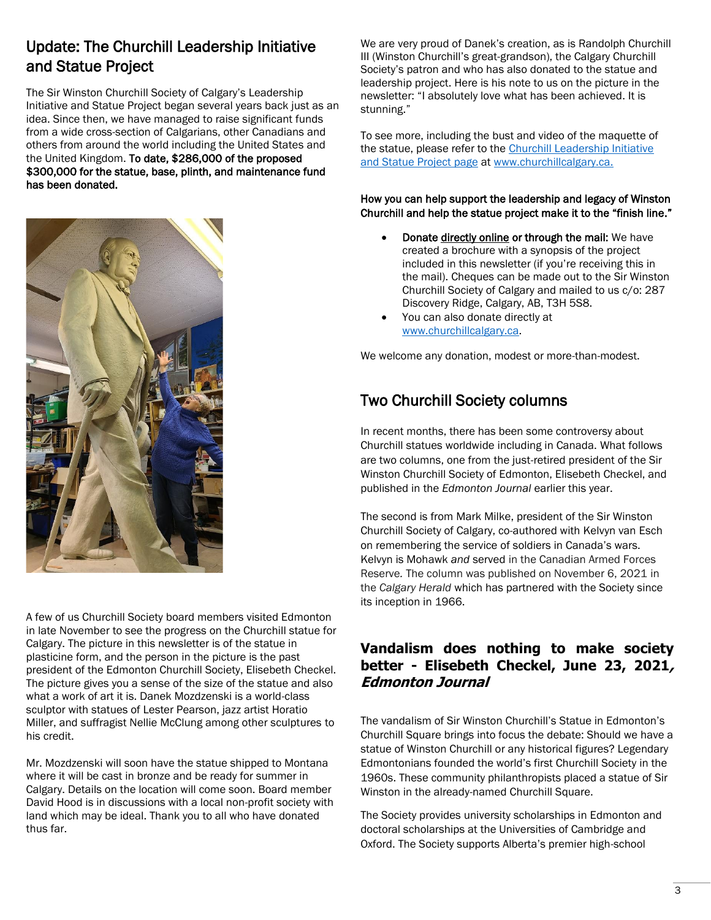## Update: The Churchill Leadership Initiative and Statue Project

The Sir Winston Churchill Society of Calgary's Leadership Initiative and Statue Project began several years back just as an idea. Since then, we have managed to raise significant funds from a wide cross-section of Calgarians, other Canadians and others from around the world including the United States and the United Kingdom. **To date, $286,000 of the proposed $300,000 for the statue, base, plinth, and maintenance fund has been donated.**

A few of us Churchill Society board members visited Edmonton in late November to see the progress on the Churchill statue for Calgary. The picture in this newsletter is of the statue in plasticine form, and the person in the picture is the past president of the Edmonton Churchill Society, Elisebeth Checkel. The picture gives you a sense of the size of the statue and also what a work of art it is. Danek Mozdzenski is a world-class sculptor with statues of Lester Pearson, jazz artist Horatio Miller, and suffragist Nellie McClung among other sculptures to his credit.

Mr. Mozdzenski will soon have the statue shipped to Montana where it will be cast in bronze and be ready for summer in Calgary. Details on the location will come soon. Board member David Hood is in discussions with a local non-profit society with land which may be ideal. Thank you to all who have donated thus far.

We are very proud of Danek's creation, as is Randolph Churchill III (Winston Churchill's great-grandson), the Calgary Churchill Society's patron and who has also donated to the statue and leadership project. Here is his note to us on the picture in the newsletter: "I absolutely love what has been achieved. It is stunning."

To see more, including the bust and video of the maquette of the statue, please refer to the Churchill Leadership Initiative and Statue Project page at www.churchillcalgary.ca.

**How you can help support the leadership and legacy of Winston Churchill and help the statue project make it to the "finish line."**

- **Donate directly online or through the mail:** We have created a brochure with a synopsis of the project included in this newsletter (if you're receiving this in the mail). Cheques can be made out to the Sir Winston Churchill Society of Calgary and mailed to us c/o: 287 Discovery Ridge, Calgary, AB, T3H 5S8.
- You can also donate directly at www.churchillcalgary.ca.

We welcome any donation, modest or more-than-modest.

## Two Churchill Society columns

In recent months, there has been some controversy about Churchill statues worldwide including in Canada. What follows are two columns, one from the just-retired president of the Sir Winston Churchill Society of Edmonton, Elisebeth Checkel, and published in the *Edmonton Journal* earlier this year.

The second is from Mark Milke, president of the Sir Winston Churchill Society of Calgary, co-authored with Kelvyn van Esch on remembering the service of soldiers in Canada's wars. Kelvyn is Mohawk *and* served in the Canadian Armed Forces Reserve. The column was published on November 6, 2021 in the *Calgary Herald* which has partnered with the Society since its inception in 1966.

## Vandalism does nothing to make society better - Elisebeth Checkel, June 23, 2021, *Edmonton Journal*

The vandalism of Sir Winston Churchill's Statue in Edmonton's Churchill Square brings into focus the debate: Should we have a statue of Winston Churchill or any historical figures? Legendary Edmontonians founded the world's first Churchill Society in the 1960s. These community philanthropists placed a statue of Sir Winston in the already-named Churchill Square.

The Society provides university scholarships in Edmonton and doctoral scholarships at the Universities of Cambridge and Oxford. The Society supports Alberta's premier high-school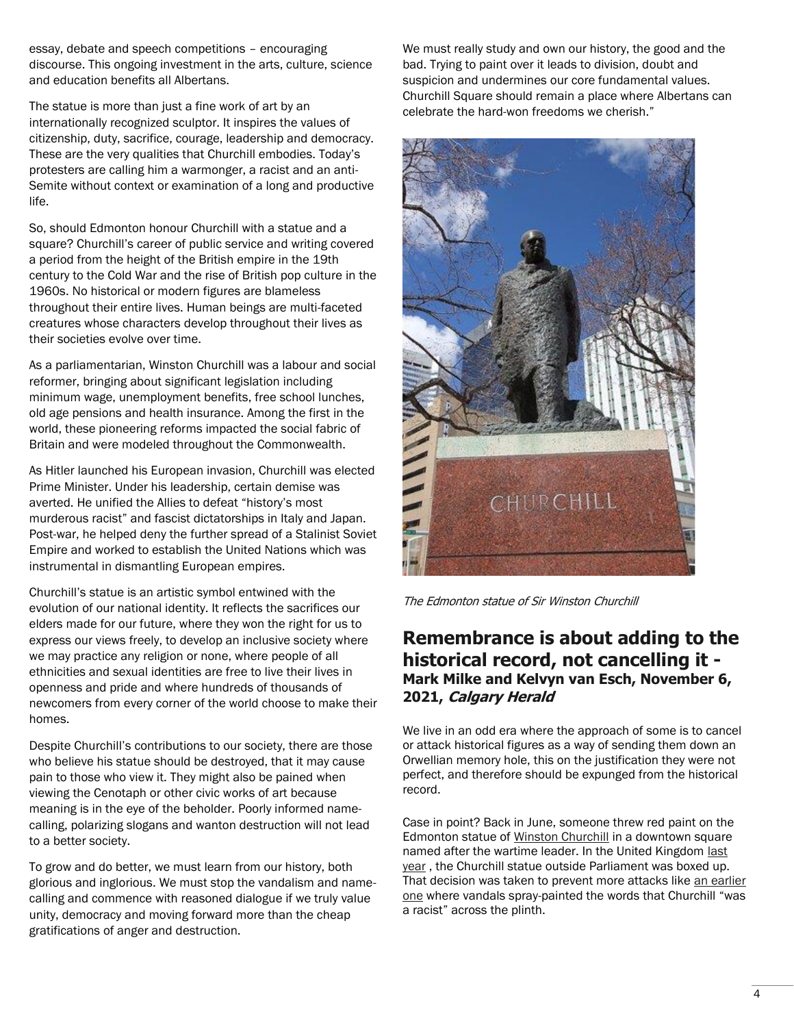essay, debate and speech competitions – encouraging discourse. This ongoing investment in the arts, culture, science and education benefits all Albertans.

The statue is more than just a fine work of art by an internationally recognized sculptor. It inspires the values of citizenship, duty, sacrifice, courage, leadership and democracy. These are the very qualities that Churchill embodies. Today's protesters are calling him a warmonger, a racist and an anti-Semite without context or examination of a long and productive life.

So, should Edmonton honour Churchill with a statue and a square? Churchill's career of public service and writing covered a period from the height of the British empire in the 19th century to the Cold War and the rise of British pop culture in the 1960s. No historical or modern figures are blameless throughout their entire lives. Human beings are multi-faceted creatures whose characters develop throughout their lives as their societies evolve over time.

As a parliamentarian, Winston Churchill was a labour and social reformer, bringing about significant legislation including minimum wage, unemployment benefits, free school lunches, old age pensions and health insurance. Among the first in the world, these pioneering reforms impacted the social fabric of Britain and were modeled throughout the Commonwealth.

As Hitler launched his European invasion, Churchill was elected Prime Minister. Under his leadership, certain demise was averted. He unified the Allies to defeat "history's most murderous racist" and fascist dictatorships in Italy and Japan. Post-war, he helped deny the further spread of a Stalinist Soviet Empire and worked to establish the United Nations which was instrumental in dismantling European empires.

Churchill's statue is an artistic symbol entwined with the evolution of our national identity. It reflects the sacrifices our elders made for our future, where they won the right for us to express our views freely, to develop an inclusive society where we may practice any religion or none, where people of all ethnicities and sexual identities are free to live their lives in openness and pride and where hundreds of thousands of newcomers from every corner of the world choose to make their homes.

Despite Churchill's contributions to our society, there are those who believe his statue should be destroyed, that it may cause pain to those who view it. They might also be pained when viewing the Cenotaph or other civic works of art because meaning is in the eye of the beholder. Poorly informed name-calling, polarizing slogans and wanton destruction will not lead to a better society.

To grow and do better, we must learn from our history, both glorious and inglorious. We must stop the vandalism and name-calling and commence with reasoned dialogue if we truly value unity, democracy and moving forward more than the cheap gratifications of anger and destruction.

We must really study and own our history, the good and the bad. Trying to paint over it leads to division, doubt and suspicion and undermines our core fundamental values. Churchill Square should remain a place where Albertans can celebrate the hard-won freedoms we cherish."

*The Edmonton statue of Sir Winston Churchill*

## Remembrance is about adding to the historical record, not cancelling it - Mark Milke and Kelvyn van Esch, November 6, 2021, *Calgary Herald*

We live in an odd era where the approach of some is to cancel or attack historical figures as a way of sending them down an Orwellian memory hole, this on the justification they were not perfect, and therefore should be expunged from the historical record.

Case in point? Back in June, someone threw red paint on the Edmonton statue of Winston Churchill in a downtown square named after the wartime leader. In the United Kingdom last year, the Churchill statue outside Parliament was boxed up. That decision was taken to prevent more attacks like an earlier one where vandals spray-painted the words that Churchill "was a racist" across the plinth.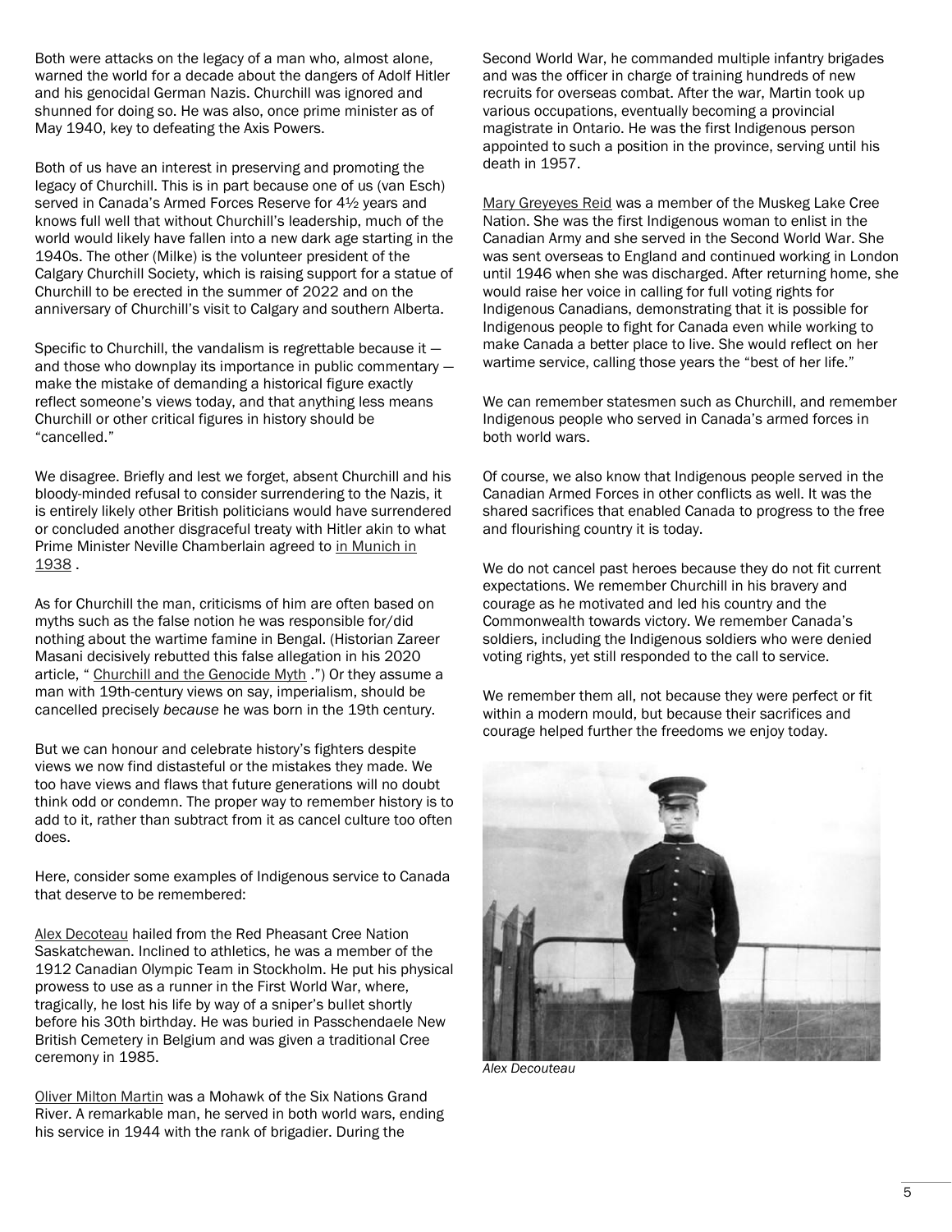Both were attacks on the legacy of a man who, almost alone, warned the world for a decade about the dangers of Adolf Hitler and his genocidal German Nazis. Churchill was ignored and shunned for doing so. He was also, once prime minister as of May 1940, key to defeating the Axis Powers.

Both of us have an interest in preserving and promoting the legacy of Churchill. This is in part because one of us (van Esch) served in Canada's Armed Forces Reserve for 4½ years and knows full well that without Churchill's leadership, much of the world would likely have fallen into a new dark age starting in the 1940s. The other (Milke) is the volunteer president of the Calgary Churchill Society, which is raising support for a statue of Churchill to be erected in the summer of 2022 and on the anniversary of Churchill's visit to Calgary and southern Alberta.

Specific to Churchill, the vandalism is regrettable because it — and those who downplay its importance in public commentary — make the mistake of demanding a historical figure exactly reflect someone's views today, and that anything less means Churchill or other critical figures in history should be "cancelled."

We disagree. Briefly and lest we forget, absent Churchill and his bloody-minded refusal to consider surrendering to the Nazis, it is entirely likely other British politicians would have surrendered or concluded another disgraceful treaty with Hitler akin to what Prime Minister Neville Chamberlain agreed to in Munich in 1938 .

As for Churchill the man, criticisms of him are often based on myths such as the false notion he was responsible for/did nothing about the wartime famine in Bengal. (Historian Zareer Masani decisively rebutted this false allegation in his 2020 article, " Churchill and the Genocide Myth .") Or they assume a man with 19th-century views on say, imperialism, should be cancelled precisely *because* he was born in the 19th century.

But we can honour and celebrate history's fighters despite views we now find distasteful or the mistakes they made. We too have views and flaws that future generations will no doubt think odd or condemn. The proper way to remember history is to add to it, rather than subtract from it as cancel culture too often does.

Here, consider some examples of Indigenous service to Canada that deserve to be remembered:

Alex Decoteau hailed from the Red Pheasant Cree Nation Saskatchewan. Inclined to athletics, he was a member of the 1912 Canadian Olympic Team in Stockholm. He put his physical prowess to use as a runner in the First World War, where, tragically, he lost his life by way of a sniper's bullet shortly before his 30th birthday. He was buried in Passchendaele New British Cemetery in Belgium and was given a traditional Cree ceremony in 1985.

Oliver Milton Martin was a Mohawk of the Six Nations Grand River. A remarkable man, he served in both world wars, ending his service in 1944 with the rank of brigadier. During the Second World War, he commanded multiple infantry brigades and was the officer in charge of training hundreds of new recruits for overseas combat. After the war, Martin took up various occupations, eventually becoming a provincial magistrate in Ontario. He was the first Indigenous person appointed to such a position in the province, serving until his death in 1957.

Mary Greyeyes Reid was a member of the Muskeg Lake Cree Nation. She was the first Indigenous woman to enlist in the Canadian Army and she served in the Second World War. She was sent overseas to England and continued working in London until 1946 when she was discharged. After returning home, she would raise her voice in calling for full voting rights for Indigenous Canadians, demonstrating that it is possible for Indigenous people to fight for Canada even while working to make Canada a better place to live. She would reflect on her wartime service, calling those years the "best of her life."

We can remember statesmen such as Churchill, and remember Indigenous people who served in Canada's armed forces in both world wars.

Of course, we also know that Indigenous people served in the Canadian Armed Forces in other conflicts as well. It was the shared sacrifices that enabled Canada to progress to the free and flourishing country it is today.

We do not cancel past heroes because they do not fit current expectations. We remember Churchill in his bravery and courage as he motivated and led his country and the Commonwealth towards victory. We remember Canada's soldiers, including the Indigenous soldiers who were denied voting rights, yet still responded to the call to service.

We remember them all, not because they were perfect or fit within a modern mould, but because their sacrifices and courage helped further the freedoms we enjoy today.

*Alex Decouteau*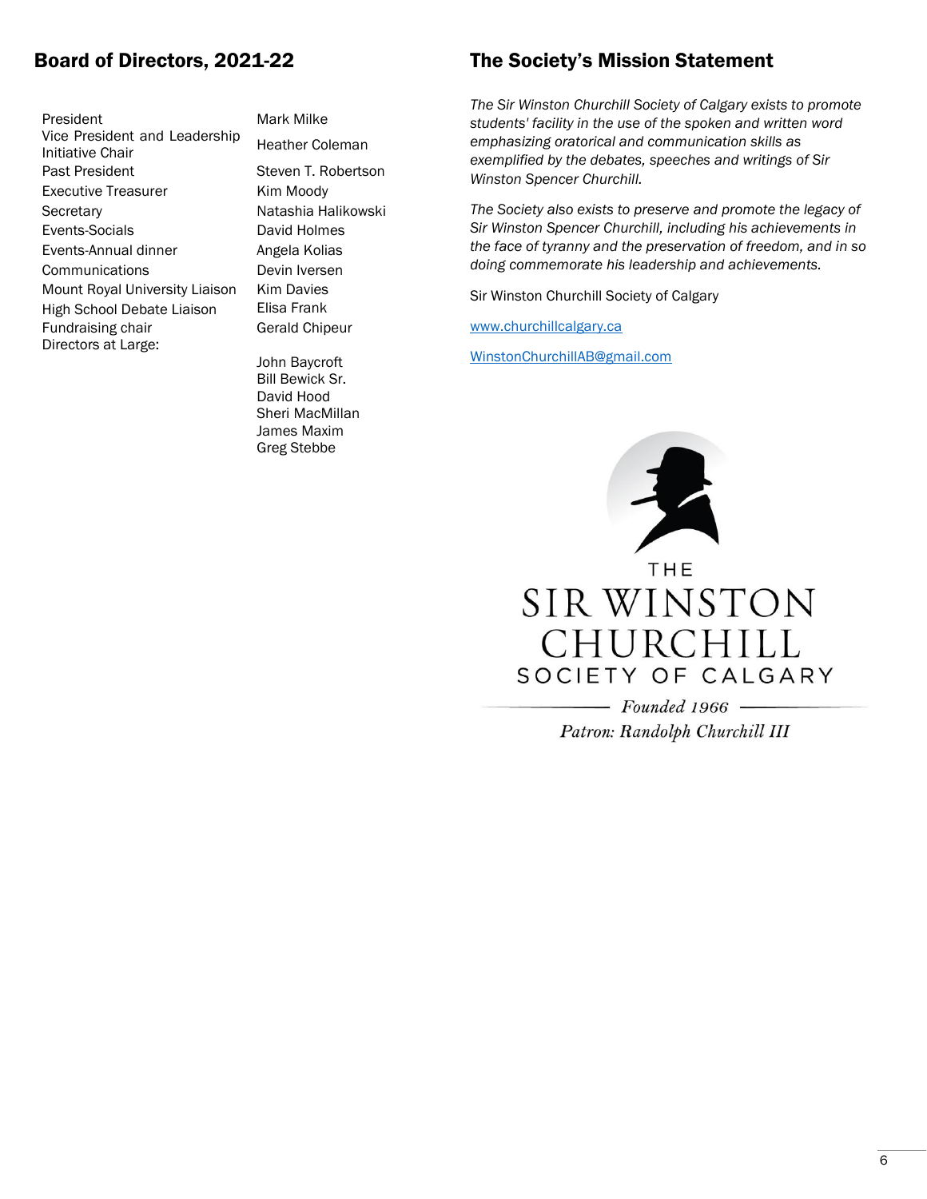## Board of Directors, 2021-22

| | |
|---|---|
| President | Mark Milke |
| Vice President and Leadership Initiative Chair | Heather Coleman |
| Past President | Steven T. Robertson |
| Executive Treasurer | Kim Moody |
| Secretary | Natashia Halikowski |
| Events-Socials | David Holmes |
| Events-Annual dinner | Angela Kolias |
| Communications | Devin Iversen |
| Mount Royal University Liaison | Kim Davies |
| High School Debate Liaison | Elisa Frank |
| Fundraising chair | Gerald Chipeur |
| Directors at Large: | John Baycroft<br>Bill Bewick Sr.<br>David Hood<br>Sheri MacMillan<br>James Maxim<br>Greg Stebbe |

## The Society's Mission Statement

*The Sir Winston Churchill Society of Calgary exists to promote students' facility in the use of the spoken and written word emphasizing oratorical and communication skills as exemplified by the debates, speeches and writings of Sir Winston Spencer Churchill.*

*The Society also exists to preserve and promote the legacy of Sir Winston Spencer Churchill, including his achievements in the face of tyranny and the preservation of freedom, and in so doing commemorate his leadership and achievements.*

Sir Winston Churchill Society of Calgary

www.churchillcalgary.ca

WinstonChurchillAB@gmail.com

THE
SIR WINSTON
CHURCHILL
SOCIETY OF CALGARY

*Founded 1966*

*Patron: Randolph Churchill III*